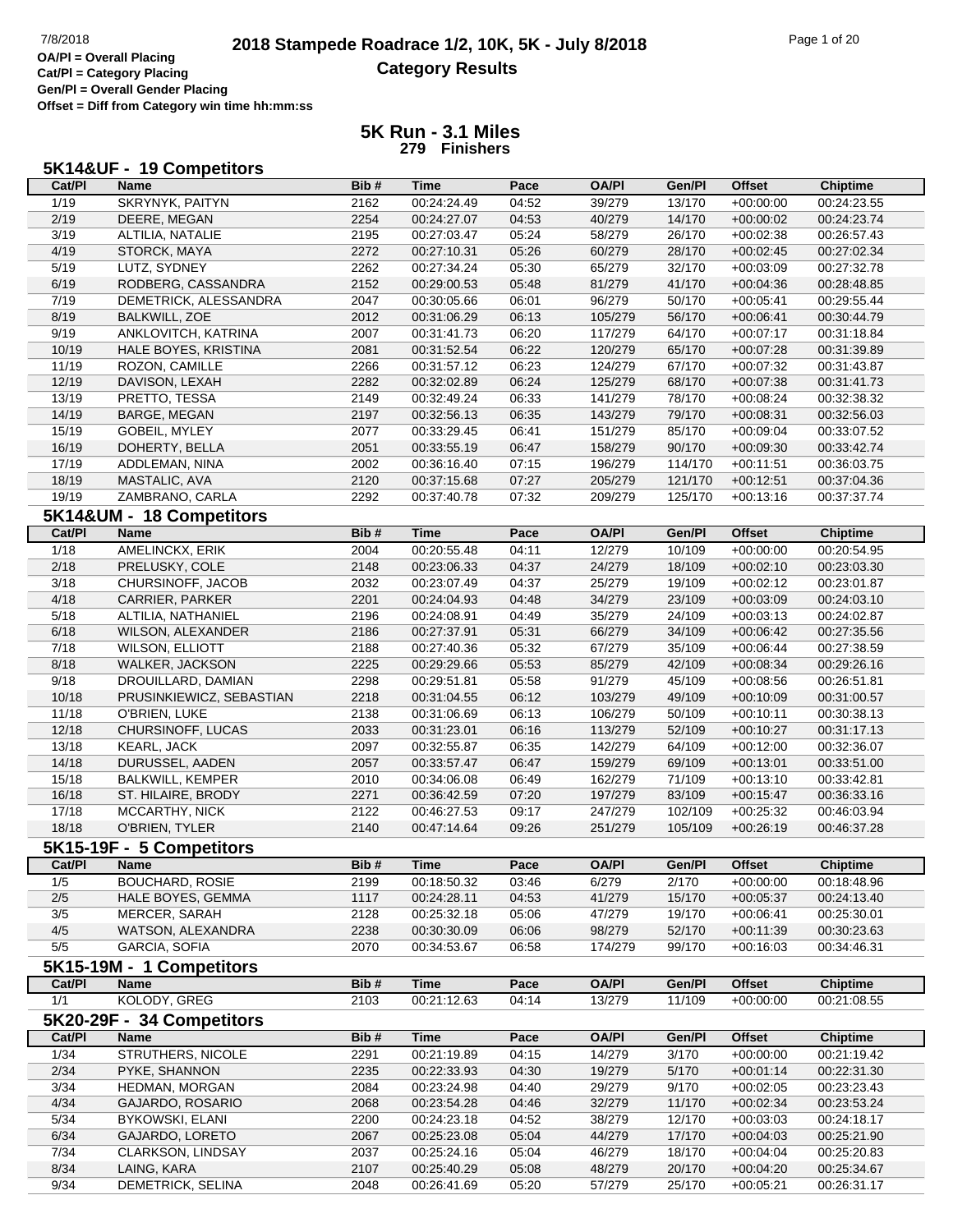# 2018 Stampede Roadrace 1/2, 10K, 5K - July 8/2018

## Category Results

7/8/2018

OA/Pl = Overall Placing
Cat/Pl = Category Placing
Gen/Pl = Overall Gender Placing
Offset = Diff from Category win time hh:mm:ss

## 5K Run - 3.1 Miles

**279 Finishers**

### 5K14&UF - 19 Competitors

| Cat/Pl | Name | Bib # | Time | Pace | OA/Pl | Gen/Pl | Offset | Chiptime |
|---|---|---|---|---|---|---|---|---|
| 1/19 | SKRYNYK, PAITYN | 2162 | 00:24:24.49 | 04:52 | 39/279 | 13/170 | +00:00:00 | 00:24:23.55 |
| 2/19 | DEERE, MEGAN | 2254 | 00:24:27.07 | 04:53 | 40/279 | 14/170 | +00:00:02 | 00:24:23.74 |
| 3/19 | ALTILIA, NATALIE | 2195 | 00:27:03.47 | 05:24 | 58/279 | 26/170 | +00:02:38 | 00:26:57.43 |
| 4/19 | STORCK, MAYA | 2272 | 00:27:10.31 | 05:26 | 60/279 | 28/170 | +00:02:45 | 00:27:02.34 |
| 5/19 | LUTZ, SYDNEY | 2262 | 00:27:34.24 | 05:30 | 65/279 | 32/170 | +00:03:09 | 00:27:32.78 |
| 6/19 | RODBERG, CASSANDRA | 2152 | 00:29:00.53 | 05:48 | 81/279 | 41/170 | +00:04:36 | 00:28:48.85 |
| 7/19 | DEMETRICK, ALESSANDRA | 2047 | 00:30:05.66 | 06:01 | 96/279 | 50/170 | +00:05:41 | 00:29:55.44 |
| 8/19 | BALKWILL, ZOE | 2012 | 00:31:06.29 | 06:13 | 105/279 | 56/170 | +00:06:41 | 00:30:44.79 |
| 9/19 | ANKLOVITCH, KATRINA | 2007 | 00:31:41.73 | 06:20 | 117/279 | 64/170 | +00:07:17 | 00:31:18.84 |
| 10/19 | HALE BOYES, KRISTINA | 2081 | 00:31:52.54 | 06:22 | 120/279 | 65/170 | +00:07:28 | 00:31:39.89 |
| 11/19 | ROZON, CAMILLE | 2266 | 00:31:57.12 | 06:23 | 124/279 | 67/170 | +00:07:32 | 00:31:43.87 |
| 12/19 | DAVISON, LEXAH | 2282 | 00:32:02.89 | 06:24 | 125/279 | 68/170 | +00:07:38 | 00:31:41.73 |
| 13/19 | PRETTO, TESSA | 2149 | 00:32:49.24 | 06:33 | 141/279 | 78/170 | +00:08:24 | 00:32:38.32 |
| 14/19 | BARGE, MEGAN | 2197 | 00:32:56.13 | 06:35 | 143/279 | 79/170 | +00:08:31 | 00:32:56.03 |
| 15/19 | GOBEIL, MYLEY | 2077 | 00:33:29.45 | 06:41 | 151/279 | 85/170 | +00:09:04 | 00:33:07.52 |
| 16/19 | DOHERTY, BELLA | 2051 | 00:33:55.19 | 06:47 | 158/279 | 90/170 | +00:09:30 | 00:33:42.74 |
| 17/19 | ADDLEMAN, NINA | 2002 | 00:36:16.40 | 07:15 | 196/279 | 114/170 | +00:11:51 | 00:36:03.75 |
| 18/19 | MASTALIC, AVA | 2120 | 00:37:15.68 | 07:27 | 205/279 | 121/170 | +00:12:51 | 00:37:04.36 |
| 19/19 | ZAMBRANO, CARLA | 2292 | 00:37:40.78 | 07:32 | 209/279 | 125/170 | +00:13:16 | 00:37:37.74 |

### 5K14&UM - 18 Competitors

| Cat/Pl | Name | Bib # | Time | Pace | OA/Pl | Gen/Pl | Offset | Chiptime |
|---|---|---|---|---|---|---|---|---|
| 1/18 | AMELINCKX, ERIK | 2004 | 00:20:55.48 | 04:11 | 12/279 | 10/109 | +00:00:00 | 00:20:54.95 |
| 2/18 | PRELUSKY, COLE | 2148 | 00:23:06.33 | 04:37 | 24/279 | 18/109 | +00:02:10 | 00:23:03.30 |
| 3/18 | CHURSINOFF, JACOB | 2032 | 00:23:07.49 | 04:37 | 25/279 | 19/109 | +00:02:12 | 00:23:01.87 |
| 4/18 | CARRIER, PARKER | 2201 | 00:24:04.93 | 04:48 | 34/279 | 23/109 | +00:03:09 | 00:24:03.10 |
| 5/18 | ALTILIA, NATHANIEL | 2196 | 00:24:08.91 | 04:49 | 35/279 | 24/109 | +00:03:13 | 00:24:02.87 |
| 6/18 | WILSON, ALEXANDER | 2186 | 00:27:37.91 | 05:31 | 66/279 | 34/109 | +00:06:42 | 00:27:35.56 |
| 7/18 | WILSON, ELLIOTT | 2188 | 00:27:40.36 | 05:32 | 67/279 | 35/109 | +00:06:44 | 00:27:38.59 |
| 8/18 | WALKER, JACKSON | 2225 | 00:29:29.66 | 05:53 | 85/279 | 42/109 | +00:08:34 | 00:29:26.16 |
| 9/18 | DROUILLARD, DAMIAN | 2298 | 00:29:51.81 | 05:58 | 91/279 | 45/109 | +00:08:56 | 00:26:51.81 |
| 10/18 | PRUSINKIEWICZ, SEBASTIAN | 2218 | 00:31:04.55 | 06:12 | 103/279 | 49/109 | +00:10:09 | 00:31:00.57 |
| 11/18 | O'BRIEN, LUKE | 2138 | 00:31:06.69 | 06:13 | 106/279 | 50/109 | +00:10:11 | 00:30:38.13 |
| 12/18 | CHURSINOFF, LUCAS | 2033 | 00:31:23.01 | 06:16 | 113/279 | 52/109 | +00:10:27 | 00:31:17.13 |
| 13/18 | KEARL, JACK | 2097 | 00:32:55.87 | 06:35 | 142/279 | 64/109 | +00:12:00 | 00:32:36.07 |
| 14/18 | DURUSSEL, AADEN | 2057 | 00:33:57.47 | 06:47 | 159/279 | 69/109 | +00:13:01 | 00:33:51.00 |
| 15/18 | BALKWILL, KEMPER | 2010 | 00:34:06.08 | 06:49 | 162/279 | 71/109 | +00:13:10 | 00:33:42.81 |
| 16/18 | ST. HILAIRE, BRODY | 2271 | 00:36:42.59 | 07:20 | 197/279 | 83/109 | +00:15:47 | 00:36:33.16 |
| 17/18 | MCCARTHY, NICK | 2122 | 00:46:27.53 | 09:17 | 247/279 | 102/109 | +00:25:32 | 00:46:03.94 |
| 18/18 | O'BRIEN, TYLER | 2140 | 00:47:14.64 | 09:26 | 251/279 | 105/109 | +00:26:19 | 00:46:37.28 |

### 5K15-19F - 5 Competitors

| Cat/Pl | Name | Bib # | Time | Pace | OA/Pl | Gen/Pl | Offset | Chiptime |
|---|---|---|---|---|---|---|---|---|
| 1/5 | BOUCHARD, ROSIE | 2199 | 00:18:50.32 | 03:46 | 6/279 | 2/170 | +00:00:00 | 00:18:48.96 |
| 2/5 | HALE BOYES, GEMMA | 1117 | 00:24:28.11 | 04:53 | 41/279 | 15/170 | +00:05:37 | 00:24:13.40 |
| 3/5 | MERCER, SARAH | 2128 | 00:25:32.18 | 05:06 | 47/279 | 19/170 | +00:06:41 | 00:25:30.01 |
| 4/5 | WATSON, ALEXANDRA | 2238 | 00:30:30.09 | 06:06 | 98/279 | 52/170 | +00:11:39 | 00:30:23.63 |
| 5/5 | GARCIA, SOFIA | 2070 | 00:34:53.67 | 06:58 | 174/279 | 99/170 | +00:16:03 | 00:34:46.31 |

### 5K15-19M - 1 Competitors

| Cat/Pl | Name | Bib # | Time | Pace | OA/Pl | Gen/Pl | Offset | Chiptime |
|---|---|---|---|---|---|---|---|---|
| 1/1 | KOLODY, GREG | 2103 | 00:21:12.63 | 04:14 | 13/279 | 11/109 | +00:00:00 | 00:21:08.55 |

### 5K20-29F - 34 Competitors

| Cat/Pl | Name | Bib # | Time | Pace | OA/Pl | Gen/Pl | Offset | Chiptime |
|---|---|---|---|---|---|---|---|---|
| 1/34 | STRUTHERS, NICOLE | 2291 | 00:21:19.89 | 04:15 | 14/279 | 3/170 | +00:00:00 | 00:21:19.42 |
| 2/34 | PYKE, SHANNON | 2235 | 00:22:33.93 | 04:30 | 19/279 | 5/170 | +00:01:14 | 00:22:31.30 |
| 3/34 | HEDMAN, MORGAN | 2084 | 00:23:24.98 | 04:40 | 29/279 | 9/170 | +00:02:05 | 00:23:23.43 |
| 4/34 | GAJARDO, ROSARIO | 2068 | 00:23:54.28 | 04:46 | 32/279 | 11/170 | +00:02:34 | 00:23:53.24 |
| 5/34 | BYKOWSKI, ELANI | 2200 | 00:24:23.18 | 04:52 | 38/279 | 12/170 | +00:03:03 | 00:24:18.17 |
| 6/34 | GAJARDO, LORETO | 2067 | 00:25:23.08 | 05:04 | 44/279 | 17/170 | +00:04:03 | 00:25:21.90 |
| 7/34 | CLARKSON, LINDSAY | 2037 | 00:25:24.16 | 05:04 | 46/279 | 18/170 | +00:04:04 | 00:25:20.83 |
| 8/34 | LAING, KARA | 2107 | 00:25:40.29 | 05:08 | 48/279 | 20/170 | +00:04:20 | 00:25:34.67 |
| 9/34 | DEMETRICK, SELINA | 2048 | 00:26:41.69 | 05:20 | 57/279 | 25/170 | +00:05:21 | 00:26:31.17 |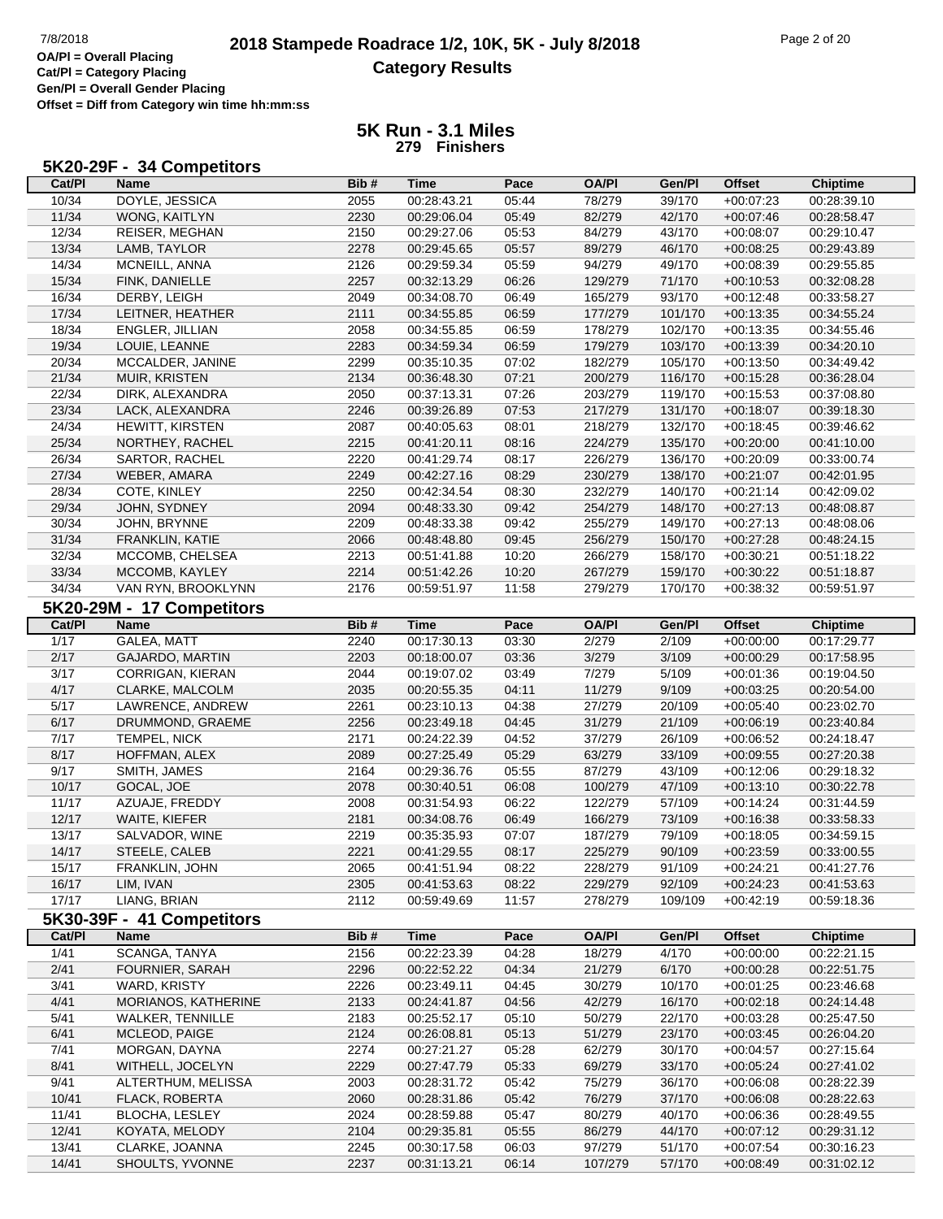**OA/Pl = Overall Placing**
**Cat/Pl = Category Placing**
**Gen/Pl = Overall Gender Placing**
**Offset = Diff from Category win time hh:mm:ss**

# 2018 Stampede Roadrace 1/2, 10K, 5K - July 8/2018

## Category Results

### 5K Run - 3.1 Miles
**279 Finishers**

### 5K20-29F - 34 Competitors

| Cat/Pl | Name | Bib # | Time | Pace | OA/Pl | Gen/Pl | Offset | Chiptime |
|---|---|---|---|---|---|---|---|---|
| 10/34 | DOYLE, JESSICA | 2055 | 00:28:43.21 | 05:44 | 78/279 | 39/170 | +00:07:23 | 00:28:39.10 |
| 11/34 | WONG, KAITLYN | 2230 | 00:29:06.04 | 05:49 | 82/279 | 42/170 | +00:07:46 | 00:28:58.47 |
| 12/34 | REISER, MEGHAN | 2150 | 00:29:27.06 | 05:53 | 84/279 | 43/170 | +00:08:07 | 00:29:10.47 |
| 13/34 | LAMB, TAYLOR | 2278 | 00:29:45.65 | 05:57 | 89/279 | 46/170 | +00:08:25 | 00:29:43.89 |
| 14/34 | MCNEILL, ANNA | 2126 | 00:29:59.34 | 05:59 | 94/279 | 49/170 | +00:08:39 | 00:29:55.85 |
| 15/34 | FINK, DANIELLE | 2257 | 00:32:13.29 | 06:26 | 129/279 | 71/170 | +00:10:53 | 00:32:08.28 |
| 16/34 | DERBY, LEIGH | 2049 | 00:34:08.70 | 06:49 | 165/279 | 93/170 | +00:12:48 | 00:33:58.27 |
| 17/34 | LEITNER, HEATHER | 2111 | 00:34:55.85 | 06:59 | 177/279 | 101/170 | +00:13:35 | 00:34:55.24 |
| 18/34 | ENGLER, JILLIAN | 2058 | 00:34:55.85 | 06:59 | 178/279 | 102/170 | +00:13:35 | 00:34:55.46 |
| 19/34 | LOUIE, LEANNE | 2283 | 00:34:59.34 | 06:59 | 179/279 | 103/170 | +00:13:39 | 00:34:20.10 |
| 20/34 | MCCALDER, JANINE | 2299 | 00:35:10.35 | 07:02 | 182/279 | 105/170 | +00:13:50 | 00:34:49.42 |
| 21/34 | MUIR, KRISTEN | 2134 | 00:36:48.30 | 07:21 | 200/279 | 116/170 | +00:15:28 | 00:36:28.04 |
| 22/34 | DIRK, ALEXANDRA | 2050 | 00:37:13.31 | 07:26 | 203/279 | 119/170 | +00:15:53 | 00:37:08.80 |
| 23/34 | LACK, ALEXANDRA | 2246 | 00:39:26.89 | 07:53 | 217/279 | 131/170 | +00:18:07 | 00:39:18.30 |
| 24/34 | HEWITT, KIRSTEN | 2087 | 00:40:05.63 | 08:01 | 218/279 | 132/170 | +00:18:45 | 00:39:46.62 |
| 25/34 | NORTHEY, RACHEL | 2215 | 00:41:20.11 | 08:16 | 224/279 | 135/170 | +00:20:00 | 00:41:10.00 |
| 26/34 | SARTOR, RACHEL | 2220 | 00:41:29.74 | 08:17 | 226/279 | 136/170 | +00:20:09 | 00:33:00.74 |
| 27/34 | WEBER, AMARA | 2249 | 00:42:27.16 | 08:29 | 230/279 | 138/170 | +00:21:07 | 00:42:01.95 |
| 28/34 | COTE, KINLEY | 2250 | 00:42:34.54 | 08:30 | 232/279 | 140/170 | +00:21:14 | 00:42:09.02 |
| 29/34 | JOHN, SYDNEY | 2094 | 00:48:33.30 | 09:42 | 254/279 | 148/170 | +00:27:13 | 00:48:08.87 |
| 30/34 | JOHN, BRYNNE | 2209 | 00:48:33.38 | 09:42 | 255/279 | 149/170 | +00:27:13 | 00:48:08.06 |
| 31/34 | FRANKLIN, KATIE | 2066 | 00:48:48.80 | 09:45 | 256/279 | 150/170 | +00:27:28 | 00:48:24.15 |
| 32/34 | MCCOMB, CHELSEA | 2213 | 00:51:41.88 | 10:20 | 266/279 | 158/170 | +00:30:21 | 00:51:18.22 |
| 33/34 | MCCOMB, KAYLEY | 2214 | 00:51:42.26 | 10:20 | 267/279 | 159/170 | +00:30:22 | 00:51:18.87 |
| 34/34 | VAN RYN, BROOKLYNN | 2176 | 00:59:51.97 | 11:58 | 279/279 | 170/170 | +00:38:32 | 00:59:51.97 |

### 5K20-29M - 17 Competitors

| Cat/Pl | Name | Bib # | Time | Pace | OA/Pl | Gen/Pl | Offset | Chiptime |
|---|---|---|---|---|---|---|---|---|
| 1/17 | GALEA, MATT | 2240 | 00:17:30.13 | 03:30 | 2/279 | 2/109 | +00:00:00 | 00:17:29.77 |
| 2/17 | GAJARDO, MARTIN | 2203 | 00:18:00.07 | 03:36 | 3/279 | 3/109 | +00:00:29 | 00:17:58.95 |
| 3/17 | CORRIGAN, KIERAN | 2044 | 00:19:07.02 | 03:49 | 7/279 | 5/109 | +00:01:36 | 00:19:04.50 |
| 4/17 | CLARKE, MALCOLM | 2035 | 00:20:55.35 | 04:11 | 11/279 | 9/109 | +00:03:25 | 00:20:54.00 |
| 5/17 | LAWRENCE, ANDREW | 2261 | 00:23:10.13 | 04:38 | 27/279 | 20/109 | +00:05:40 | 00:23:02.70 |
| 6/17 | DRUMMOND, GRAEME | 2256 | 00:23:49.18 | 04:45 | 31/279 | 21/109 | +00:06:19 | 00:23:40.84 |
| 7/17 | TEMPEL, NICK | 2171 | 00:24:22.39 | 04:52 | 37/279 | 26/109 | +00:06:52 | 00:24:18.47 |
| 8/17 | HOFFMAN, ALEX | 2089 | 00:27:25.49 | 05:29 | 63/279 | 33/109 | +00:09:55 | 00:27:20.38 |
| 9/17 | SMITH, JAMES | 2164 | 00:29:36.76 | 05:55 | 87/279 | 43/109 | +00:12:06 | 00:29:18.32 |
| 10/17 | GOCAL, JOE | 2078 | 00:30:40.51 | 06:08 | 100/279 | 47/109 | +00:13:10 | 00:30:22.78 |
| 11/17 | AZUAJE, FREDDY | 2008 | 00:31:54.93 | 06:22 | 122/279 | 57/109 | +00:14:24 | 00:31:44.59 |
| 12/17 | WAITE, KIEFER | 2181 | 00:34:08.76 | 06:49 | 166/279 | 73/109 | +00:16:38 | 00:33:58.33 |
| 13/17 | SALVADOR, WINE | 2219 | 00:35:35.93 | 07:07 | 187/279 | 79/109 | +00:18:05 | 00:34:59.15 |
| 14/17 | STEELE, CALEB | 2221 | 00:41:29.55 | 08:17 | 225/279 | 90/109 | +00:23:59 | 00:33:00.55 |
| 15/17 | FRANKLIN, JOHN | 2065 | 00:41:51.94 | 08:22 | 228/279 | 91/109 | +00:24:21 | 00:41:27.76 |
| 16/17 | LIM, IVAN | 2305 | 00:41:53.63 | 08:22 | 229/279 | 92/109 | +00:24:23 | 00:41:53.63 |
| 17/17 | LIANG, BRIAN | 2112 | 00:59:49.69 | 11:57 | 278/279 | 109/109 | +00:42:19 | 00:59:18.36 |

### 5K30-39F - 41 Competitors

| Cat/Pl | Name | Bib # | Time | Pace | OA/Pl | Gen/Pl | Offset | Chiptime |
|---|---|---|---|---|---|---|---|---|
| 1/41 | SCANGA, TANYA | 2156 | 00:22:23.39 | 04:28 | 18/279 | 4/170 | +00:00:00 | 00:22:21.15 |
| 2/41 | FOURNIER, SARAH | 2296 | 00:22:52.22 | 04:34 | 21/279 | 6/170 | +00:00:28 | 00:22:51.75 |
| 3/41 | WARD, KRISTY | 2226 | 00:23:49.11 | 04:45 | 30/279 | 10/170 | +00:01:25 | 00:23:46.68 |
| 4/41 | MORIANOS, KATHERINE | 2133 | 00:24:41.87 | 04:56 | 42/279 | 16/170 | +00:02:18 | 00:24:14.48 |
| 5/41 | WALKER, TENNILLE | 2183 | 00:25:52.17 | 05:10 | 50/279 | 22/170 | +00:03:28 | 00:25:47.50 |
| 6/41 | MCLEOD, PAIGE | 2124 | 00:26:08.81 | 05:13 | 51/279 | 23/170 | +00:03:45 | 00:26:04.20 |
| 7/41 | MORGAN, DAYNA | 2274 | 00:27:21.27 | 05:28 | 62/279 | 30/170 | +00:04:57 | 00:27:15.64 |
| 8/41 | WITHELL, JOCELYN | 2229 | 00:27:47.79 | 05:33 | 69/279 | 33/170 | +00:05:24 | 00:27:41.02 |
| 9/41 | ALTERTHUM, MELISSA | 2003 | 00:28:31.72 | 05:42 | 75/279 | 36/170 | +00:06:08 | 00:28:22.39 |
| 10/41 | FLACK, ROBERTA | 2060 | 00:28:31.86 | 05:42 | 76/279 | 37/170 | +00:06:08 | 00:28:22.63 |
| 11/41 | BLOCHA, LESLEY | 2024 | 00:28:59.88 | 05:47 | 80/279 | 40/170 | +00:06:36 | 00:28:49.55 |
| 12/41 | KOYATA, MELODY | 2104 | 00:29:35.81 | 05:55 | 86/279 | 44/170 | +00:07:12 | 00:29:31.12 |
| 13/41 | CLARKE, JOANNA | 2245 | 00:30:17.58 | 06:03 | 97/279 | 51/170 | +00:07:54 | 00:30:16.23 |
| 14/41 | SHOULTS, YVONNE | 2237 | 00:31:13.21 | 06:14 | 107/279 | 57/170 | +00:08:49 | 00:31:02.12 |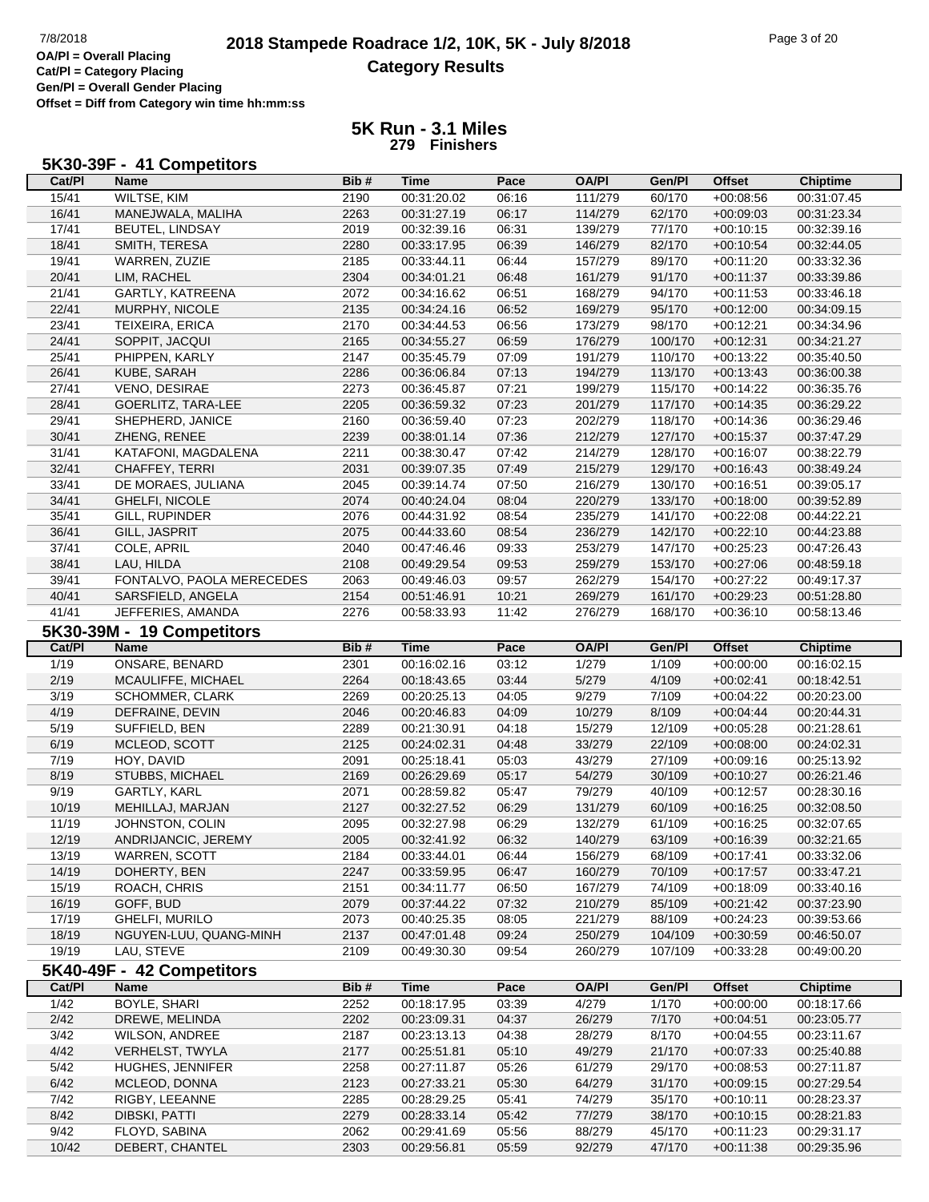# 2018 Stampede Roadrace 1/2, 10K, 5K - July 8/2018

## Category Results

OA/Pl = Overall Placing
Cat/Pl = Category Placing
Gen/Pl = Overall Gender Placing
Offset = Diff from Category win time hh:mm:ss

## 5K Run - 3.1 Miles

**279 Finishers**

### 5K30-39F - 41 Competitors

| Cat/Pl | Name | Bib # | Time | Pace | OA/Pl | Gen/Pl | Offset | Chiptime |
|---|---|---|---|---|---|---|---|---|
| 15/41 | WILTSE, KIM | 2190 | 00:31:20.02 | 06:16 | 111/279 | 60/170 | +00:08:56 | 00:31:07.45 |
| 16/41 | MANEJWALA, MALIHA | 2263 | 00:31:27.19 | 06:17 | 114/279 | 62/170 | +00:09:03 | 00:31:23.34 |
| 17/41 | BEUTEL, LINDSAY | 2019 | 00:32:39.16 | 06:31 | 139/279 | 77/170 | +00:10:15 | 00:32:39.16 |
| 18/41 | SMITH, TERESA | 2280 | 00:33:17.95 | 06:39 | 146/279 | 82/170 | +00:10:54 | 00:32:44.05 |
| 19/41 | WARREN, ZUZIE | 2185 | 00:33:44.11 | 06:44 | 157/279 | 89/170 | +00:11:20 | 00:33:32.36 |
| 20/41 | LIM, RACHEL | 2304 | 00:34:01.21 | 06:48 | 161/279 | 91/170 | +00:11:37 | 00:33:39.86 |
| 21/41 | GARTLY, KATREENA | 2072 | 00:34:16.62 | 06:51 | 168/279 | 94/170 | +00:11:53 | 00:33:46.18 |
| 22/41 | MURPHY, NICOLE | 2135 | 00:34:24.16 | 06:52 | 169/279 | 95/170 | +00:12:00 | 00:34:09.15 |
| 23/41 | TEIXEIRA, ERICA | 2170 | 00:34:44.53 | 06:56 | 173/279 | 98/170 | +00:12:21 | 00:34:34.96 |
| 24/41 | SOPPIT, JACQUI | 2165 | 00:34:55.27 | 06:59 | 176/279 | 100/170 | +00:12:31 | 00:34:21.27 |
| 25/41 | PHIPPEN, KARLY | 2147 | 00:35:45.79 | 07:09 | 191/279 | 110/170 | +00:13:22 | 00:35:40.50 |
| 26/41 | KUBE, SARAH | 2286 | 00:36:06.84 | 07:13 | 194/279 | 113/170 | +00:13:43 | 00:36:00.38 |
| 27/41 | VENO, DESIRAE | 2273 | 00:36:45.87 | 07:21 | 199/279 | 115/170 | +00:14:22 | 00:36:35.76 |
| 28/41 | GOERLITZ, TARA-LEE | 2205 | 00:36:59.32 | 07:23 | 201/279 | 117/170 | +00:14:35 | 00:36:29.22 |
| 29/41 | SHEPHERD, JANICE | 2160 | 00:36:59.40 | 07:23 | 202/279 | 118/170 | +00:14:36 | 00:36:29.46 |
| 30/41 | ZHENG, RENEE | 2239 | 00:38:01.14 | 07:36 | 212/279 | 127/170 | +00:15:37 | 00:37:47.29 |
| 31/41 | KATAFONI, MAGDALENA | 2211 | 00:38:30.47 | 07:42 | 214/279 | 128/170 | +00:16:07 | 00:38:22.79 |
| 32/41 | CHAFFEY, TERRI | 2031 | 00:39:07.35 | 07:49 | 215/279 | 129/170 | +00:16:43 | 00:38:49.24 |
| 33/41 | DE MORAES, JULIANA | 2045 | 00:39:14.74 | 07:50 | 216/279 | 130/170 | +00:16:51 | 00:39:05.17 |
| 34/41 | GHELFI, NICOLE | 2074 | 00:40:24.04 | 08:04 | 220/279 | 133/170 | +00:18:00 | 00:39:52.89 |
| 35/41 | GILL, RUPINDER | 2076 | 00:44:31.92 | 08:54 | 235/279 | 141/170 | +00:22:08 | 00:44:22.21 |
| 36/41 | GILL, JASPRIT | 2075 | 00:44:33.60 | 08:54 | 236/279 | 142/170 | +00:22:10 | 00:44:23.88 |
| 37/41 | COLE, APRIL | 2040 | 00:47:46.46 | 09:33 | 253/279 | 147/170 | +00:25:23 | 00:47:26.43 |
| 38/41 | LAU, HILDA | 2108 | 00:49:29.54 | 09:53 | 259/279 | 153/170 | +00:27:06 | 00:48:59.18 |
| 39/41 | FONTALVO, PAOLA MERECEDES | 2063 | 00:49:46.03 | 09:57 | 262/279 | 154/170 | +00:27:22 | 00:49:17.37 |
| 40/41 | SARSFIELD, ANGELA | 2154 | 00:51:46.91 | 10:21 | 269/279 | 161/170 | +00:29:23 | 00:51:28.80 |
| 41/41 | JEFFERIES, AMANDA | 2276 | 00:58:33.93 | 11:42 | 276/279 | 168/170 | +00:36:10 | 00:58:13.46 |

### 5K30-39M - 19 Competitors

| Cat/Pl | Name | Bib # | Time | Pace | OA/Pl | Gen/Pl | Offset | Chiptime |
|---|---|---|---|---|---|---|---|---|
| 1/19 | ONSARE, BENARD | 2301 | 00:16:02.16 | 03:12 | 1/279 | 1/109 | +00:00:00 | 00:16:02.15 |
| 2/19 | MCAULIFFE, MICHAEL | 2264 | 00:18:43.65 | 03:44 | 5/279 | 4/109 | +00:02:41 | 00:18:42.51 |
| 3/19 | SCHOMMER, CLARK | 2269 | 00:20:25.13 | 04:05 | 9/279 | 7/109 | +00:04:22 | 00:20:23.00 |
| 4/19 | DEFRAINE, DEVIN | 2046 | 00:20:46.83 | 04:09 | 10/279 | 8/109 | +00:04:44 | 00:20:44.31 |
| 5/19 | SUFFIELD, BEN | 2289 | 00:21:30.91 | 04:18 | 15/279 | 12/109 | +00:05:28 | 00:21:28.61 |
| 6/19 | MCLEOD, SCOTT | 2125 | 00:24:02.31 | 04:48 | 33/279 | 22/109 | +00:08:00 | 00:24:02.31 |
| 7/19 | HOY, DAVID | 2091 | 00:25:18.41 | 05:03 | 43/279 | 27/109 | +00:09:16 | 00:25:13.92 |
| 8/19 | STUBBS, MICHAEL | 2169 | 00:26:29.69 | 05:17 | 54/279 | 30/109 | +00:10:27 | 00:26:21.46 |
| 9/19 | GARTLY, KARL | 2071 | 00:28:59.82 | 05:47 | 79/279 | 40/109 | +00:12:57 | 00:28:30.16 |
| 10/19 | MEHILLAJ, MARJAN | 2127 | 00:32:27.52 | 06:29 | 131/279 | 60/109 | +00:16:25 | 00:32:08.50 |
| 11/19 | JOHNSTON, COLIN | 2095 | 00:32:27.98 | 06:29 | 132/279 | 61/109 | +00:16:25 | 00:32:07.65 |
| 12/19 | ANDRIJANCIC, JEREMY | 2005 | 00:32:41.92 | 06:32 | 140/279 | 63/109 | +00:16:39 | 00:32:21.65 |
| 13/19 | WARREN, SCOTT | 2184 | 00:33:44.01 | 06:44 | 156/279 | 68/109 | +00:17:41 | 00:33:32.06 |
| 14/19 | DOHERTY, BEN | 2247 | 00:33:59.95 | 06:47 | 160/279 | 70/109 | +00:17:57 | 00:33:47.21 |
| 15/19 | ROACH, CHRIS | 2151 | 00:34:11.77 | 06:50 | 167/279 | 74/109 | +00:18:09 | 00:33:40.16 |
| 16/19 | GOFF, BUD | 2079 | 00:37:44.22 | 07:32 | 210/279 | 85/109 | +00:21:42 | 00:37:23.90 |
| 17/19 | GHELFI, MURILO | 2073 | 00:40:25.35 | 08:05 | 221/279 | 88/109 | +00:24:23 | 00:39:53.66 |
| 18/19 | NGUYEN-LUU, QUANG-MINH | 2137 | 00:47:01.48 | 09:24 | 250/279 | 104/109 | +00:30:59 | 00:46:50.07 |
| 19/19 | LAU, STEVE | 2109 | 00:49:30.30 | 09:54 | 260/279 | 107/109 | +00:33:28 | 00:49:00.20 |

### 5K40-49F - 42 Competitors

| Cat/Pl | Name | Bib # | Time | Pace | OA/Pl | Gen/Pl | Offset | Chiptime |
|---|---|---|---|---|---|---|---|---|
| 1/42 | BOYLE, SHARI | 2252 | 00:18:17.95 | 03:39 | 4/279 | 1/170 | +00:00:00 | 00:18:17.66 |
| 2/42 | DREWE, MELINDA | 2202 | 00:23:09.31 | 04:37 | 26/279 | 7/170 | +00:04:51 | 00:23:05.77 |
| 3/42 | WILSON, ANDREE | 2187 | 00:23:13.13 | 04:38 | 28/279 | 8/170 | +00:04:55 | 00:23:11.67 |
| 4/42 | VERHELST, TWYLA | 2177 | 00:25:51.81 | 05:10 | 49/279 | 21/170 | +00:07:33 | 00:25:40.88 |
| 5/42 | HUGHES, JENNIFER | 2258 | 00:27:11.87 | 05:26 | 61/279 | 29/170 | +00:08:53 | 00:27:11.87 |
| 6/42 | MCLEOD, DONNA | 2123 | 00:27:33.21 | 05:30 | 64/279 | 31/170 | +00:09:15 | 00:27:29.54 |
| 7/42 | RIGBY, LEEANNE | 2285 | 00:28:29.25 | 05:41 | 74/279 | 35/170 | +00:10:11 | 00:28:23.37 |
| 8/42 | DIBSKI, PATTI | 2279 | 00:28:33.14 | 05:42 | 77/279 | 38/170 | +00:10:15 | 00:28:21.83 |
| 9/42 | FLOYD, SABINA | 2062 | 00:29:41.69 | 05:56 | 88/279 | 45/170 | +00:11:23 | 00:29:31.17 |
| 10/42 | DEBERT, CHANTEL | 2303 | 00:29:56.81 | 05:59 | 92/279 | 47/170 | +00:11:38 | 00:29:35.96 |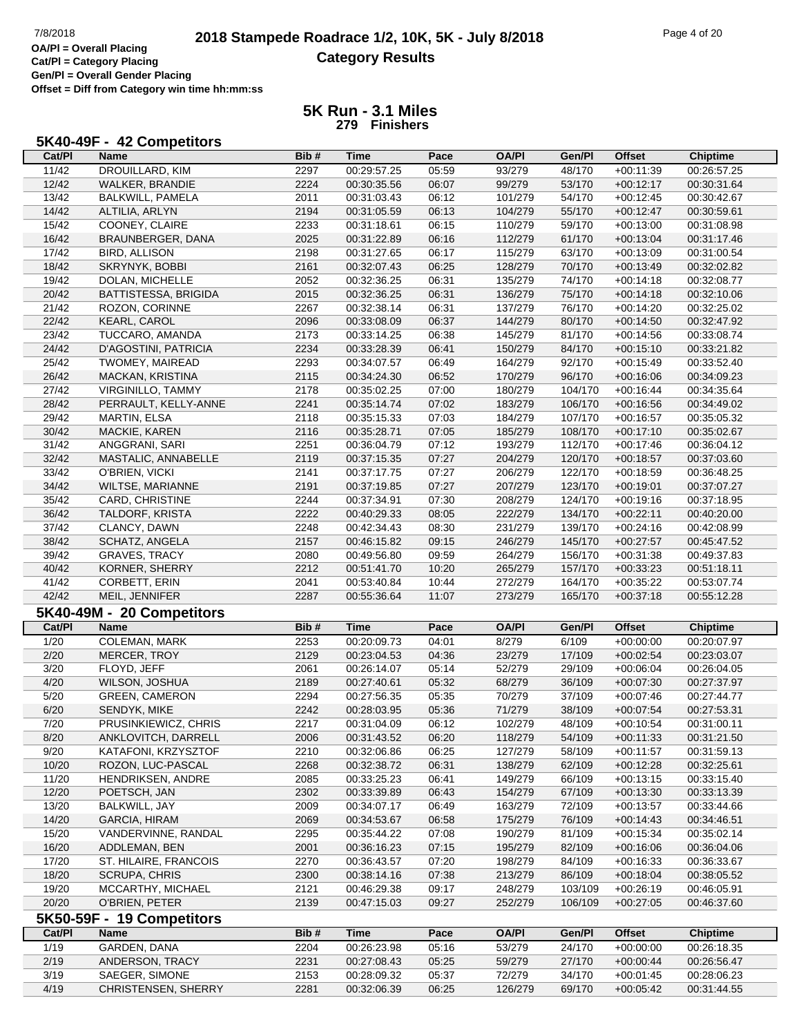# 2018 Stampede Roadrace 1/2, 10K, 5K - July 8/2018

## Category Results

7/8/2018

**OA/Pl = Overall Placing**
**Cat/Pl = Category Placing**
**Gen/Pl = Overall Gender Placing**
**Offset = Diff from Category win time hh:mm:ss**

## 5K Run - 3.1 Miles
### 279 Finishers

### 5K40-49F - 42 Competitors

| Cat/Pl | Name | Bib # | Time | Pace | OA/Pl | Gen/Pl | Offset | Chiptime |
|---|---|---|---|---|---|---|---|---|
| 11/42 | DROUILLARD, KIM | 2297 | 00:29:57.25 | 05:59 | 93/279 | 48/170 | +00:11:39 | 00:26:57.25 |
| 12/42 | WALKER, BRANDIE | 2224 | 00:30:35.56 | 06:07 | 99/279 | 53/170 | +00:12:17 | 00:30:31.64 |
| 13/42 | BALKWILL, PAMELA | 2011 | 00:31:03.43 | 06:12 | 101/279 | 54/170 | +00:12:45 | 00:30:42.67 |
| 14/42 | ALTILIA, ARLYN | 2194 | 00:31:05.59 | 06:13 | 104/279 | 55/170 | +00:12:47 | 00:30:59.61 |
| 15/42 | COONEY, CLAIRE | 2233 | 00:31:18.61 | 06:15 | 110/279 | 59/170 | +00:13:00 | 00:31:08.98 |
| 16/42 | BRAUNBERGER, DANA | 2025 | 00:31:22.89 | 06:16 | 112/279 | 61/170 | +00:13:04 | 00:31:17.46 |
| 17/42 | BIRD, ALLISON | 2198 | 00:31:27.65 | 06:17 | 115/279 | 63/170 | +00:13:09 | 00:31:00.54 |
| 18/42 | SKRYNYK, BOBBI | 2161 | 00:32:07.43 | 06:25 | 128/279 | 70/170 | +00:13:49 | 00:32:02.82 |
| 19/42 | DOLAN, MICHELLE | 2052 | 00:32:36.25 | 06:31 | 135/279 | 74/170 | +00:14:18 | 00:32:08.77 |
| 20/42 | BATTISTESSA, BRIGIDA | 2015 | 00:32:36.25 | 06:31 | 136/279 | 75/170 | +00:14:18 | 00:32:10.06 |
| 21/42 | ROZON, CORINNE | 2267 | 00:32:38.14 | 06:31 | 137/279 | 76/170 | +00:14:20 | 00:32:25.02 |
| 22/42 | KEARL, CAROL | 2096 | 00:33:08.09 | 06:37 | 144/279 | 80/170 | +00:14:50 | 00:32:47.92 |
| 23/42 | TUCCARO, AMANDA | 2173 | 00:33:14.25 | 06:38 | 145/279 | 81/170 | +00:14:56 | 00:33:08.74 |
| 24/42 | D'AGOSTINI, PATRICIA | 2234 | 00:33:28.39 | 06:41 | 150/279 | 84/170 | +00:15:10 | 00:33:21.82 |
| 25/42 | TWOMEY, MAIREAD | 2293 | 00:34:07.57 | 06:49 | 164/279 | 92/170 | +00:15:49 | 00:33:52.40 |
| 26/42 | MACKAN, KRISTINA | 2115 | 00:34:24.30 | 06:52 | 170/279 | 96/170 | +00:16:06 | 00:34:09.23 |
| 27/42 | VIRGINILLO, TAMMY | 2178 | 00:35:02.25 | 07:00 | 180/279 | 104/170 | +00:16:44 | 00:34:35.64 |
| 28/42 | PERRAULT, KELLY-ANNE | 2241 | 00:35:14.74 | 07:02 | 183/279 | 106/170 | +00:16:56 | 00:34:49.02 |
| 29/42 | MARTIN, ELSA | 2118 | 00:35:15.33 | 07:03 | 184/279 | 107/170 | +00:16:57 | 00:35:05.32 |
| 30/42 | MACKIE, KAREN | 2116 | 00:35:28.71 | 07:05 | 185/279 | 108/170 | +00:17:10 | 00:35:02.67 |
| 31/42 | ANGGRANI, SARI | 2251 | 00:36:04.79 | 07:12 | 193/279 | 112/170 | +00:17:46 | 00:36:04.12 |
| 32/42 | MASTALIC, ANNABELLE | 2119 | 00:37:15.35 | 07:27 | 204/279 | 120/170 | +00:18:57 | 00:37:03.60 |
| 33/42 | O'BRIEN, VICKI | 2141 | 00:37:17.75 | 07:27 | 206/279 | 122/170 | +00:18:59 | 00:36:48.25 |
| 34/42 | WILTSE, MARIANNE | 2191 | 00:37:19.85 | 07:27 | 207/279 | 123/170 | +00:19:01 | 00:37:07.27 |
| 35/42 | CARD, CHRISTINE | 2244 | 00:37:34.91 | 07:30 | 208/279 | 124/170 | +00:19:16 | 00:37:18.95 |
| 36/42 | TALDORF, KRISTA | 2222 | 00:40:29.33 | 08:05 | 222/279 | 134/170 | +00:22:11 | 00:40:20.00 |
| 37/42 | CLANCY, DAWN | 2248 | 00:42:34.43 | 08:30 | 231/279 | 139/170 | +00:24:16 | 00:42:08.99 |
| 38/42 | SCHATZ, ANGELA | 2157 | 00:46:15.82 | 09:15 | 246/279 | 145/170 | +00:27:57 | 00:45:47.52 |
| 39/42 | GRAVES, TRACY | 2080 | 00:49:56.80 | 09:59 | 264/279 | 156/170 | +00:31:38 | 00:49:37.83 |
| 40/42 | KORNER, SHERRY | 2212 | 00:51:41.70 | 10:20 | 265/279 | 157/170 | +00:33:23 | 00:51:18.11 |
| 41/42 | CORBETT, ERIN | 2041 | 00:53:40.84 | 10:44 | 272/279 | 164/170 | +00:35:22 | 00:53:07.74 |
| 42/42 | MEIL, JENNIFER | 2287 | 00:55:36.64 | 11:07 | 273/279 | 165/170 | +00:37:18 | 00:55:12.28 |

### 5K40-49M - 20 Competitors

| Cat/Pl | Name | Bib # | Time | Pace | OA/Pl | Gen/Pl | Offset | Chiptime |
|---|---|---|---|---|---|---|---|---|
| 1/20 | COLEMAN, MARK | 2253 | 00:20:09.73 | 04:01 | 8/279 | 6/109 | +00:00:00 | 00:20:07.97 |
| 2/20 | MERCER, TROY | 2129 | 00:23:04.53 | 04:36 | 23/279 | 17/109 | +00:02:54 | 00:23:03.07 |
| 3/20 | FLOYD, JEFF | 2061 | 00:26:14.07 | 05:14 | 52/279 | 29/109 | +00:06:04 | 00:26:04.05 |
| 4/20 | WILSON, JOSHUA | 2189 | 00:27:40.61 | 05:32 | 68/279 | 36/109 | +00:07:30 | 00:27:37.97 |
| 5/20 | GREEN, CAMERON | 2294 | 00:27:56.35 | 05:35 | 70/279 | 37/109 | +00:07:46 | 00:27:44.77 |
| 6/20 | SENDYK, MIKE | 2242 | 00:28:03.95 | 05:36 | 71/279 | 38/109 | +00:07:54 | 00:27:53.31 |
| 7/20 | PRUSINKIEWICZ, CHRIS | 2217 | 00:31:04.09 | 06:12 | 102/279 | 48/109 | +00:10:54 | 00:31:00.11 |
| 8/20 | ANKLOVITCH, DARRELL | 2006 | 00:31:43.52 | 06:20 | 118/279 | 54/109 | +00:11:33 | 00:31:21.50 |
| 9/20 | KATAFONI, KRZYSZTOF | 2210 | 00:32:06.86 | 06:25 | 127/279 | 58/109 | +00:11:57 | 00:31:59.13 |
| 10/20 | ROZON, LUC-PASCAL | 2268 | 00:32:38.72 | 06:31 | 138/279 | 62/109 | +00:12:28 | 00:32:25.61 |
| 11/20 | HENDRIKSEN, ANDRE | 2085 | 00:33:25.23 | 06:41 | 149/279 | 66/109 | +00:13:15 | 00:33:15.40 |
| 12/20 | POETSCH, JAN | 2302 | 00:33:39.89 | 06:43 | 154/279 | 67/109 | +00:13:30 | 00:33:13.39 |
| 13/20 | BALKWILL, JAY | 2009 | 00:34:07.17 | 06:49 | 163/279 | 72/109 | +00:13:57 | 00:33:44.66 |
| 14/20 | GARCIA, HIRAM | 2069 | 00:34:53.67 | 06:58 | 175/279 | 76/109 | +00:14:43 | 00:34:46.51 |
| 15/20 | VANDERVINNE, RANDAL | 2295 | 00:35:44.22 | 07:08 | 190/279 | 81/109 | +00:15:34 | 00:35:02.14 |
| 16/20 | ADDLEMAN, BEN | 2001 | 00:36:16.23 | 07:15 | 195/279 | 82/109 | +00:16:06 | 00:36:04.06 |
| 17/20 | ST. HILAIRE, FRANCOIS | 2270 | 00:36:43.57 | 07:20 | 198/279 | 84/109 | +00:16:33 | 00:36:33.67 |
| 18/20 | SCRUPA, CHRIS | 2300 | 00:38:14.16 | 07:38 | 213/279 | 86/109 | +00:18:04 | 00:38:05.52 |
| 19/20 | MCCARTHY, MICHAEL | 2121 | 00:46:29.38 | 09:17 | 248/279 | 103/109 | +00:26:19 | 00:46:05.91 |
| 20/20 | O'BRIEN, PETER | 2139 | 00:47:15.03 | 09:27 | 252/279 | 106/109 | +00:27:05 | 00:46:37.60 |

### 5K50-59F - 19 Competitors

| Cat/Pl | Name | Bib # | Time | Pace | OA/Pl | Gen/Pl | Offset | Chiptime |
|---|---|---|---|---|---|---|---|---|
| 1/19 | GARDEN, DANA | 2204 | 00:26:23.98 | 05:16 | 53/279 | 24/170 | +00:00:00 | 00:26:18.35 |
| 2/19 | ANDERSON, TRACY | 2231 | 00:27:08.43 | 05:25 | 59/279 | 27/170 | +00:00:44 | 00:26:56.47 |
| 3/19 | SAEGER, SIMONE | 2153 | 00:28:09.32 | 05:37 | 72/279 | 34/170 | +00:01:45 | 00:28:06.23 |
| 4/19 | CHRISTENSEN, SHERRY | 2281 | 00:32:06.39 | 06:25 | 126/279 | 69/170 | +00:05:42 | 00:31:44.55 |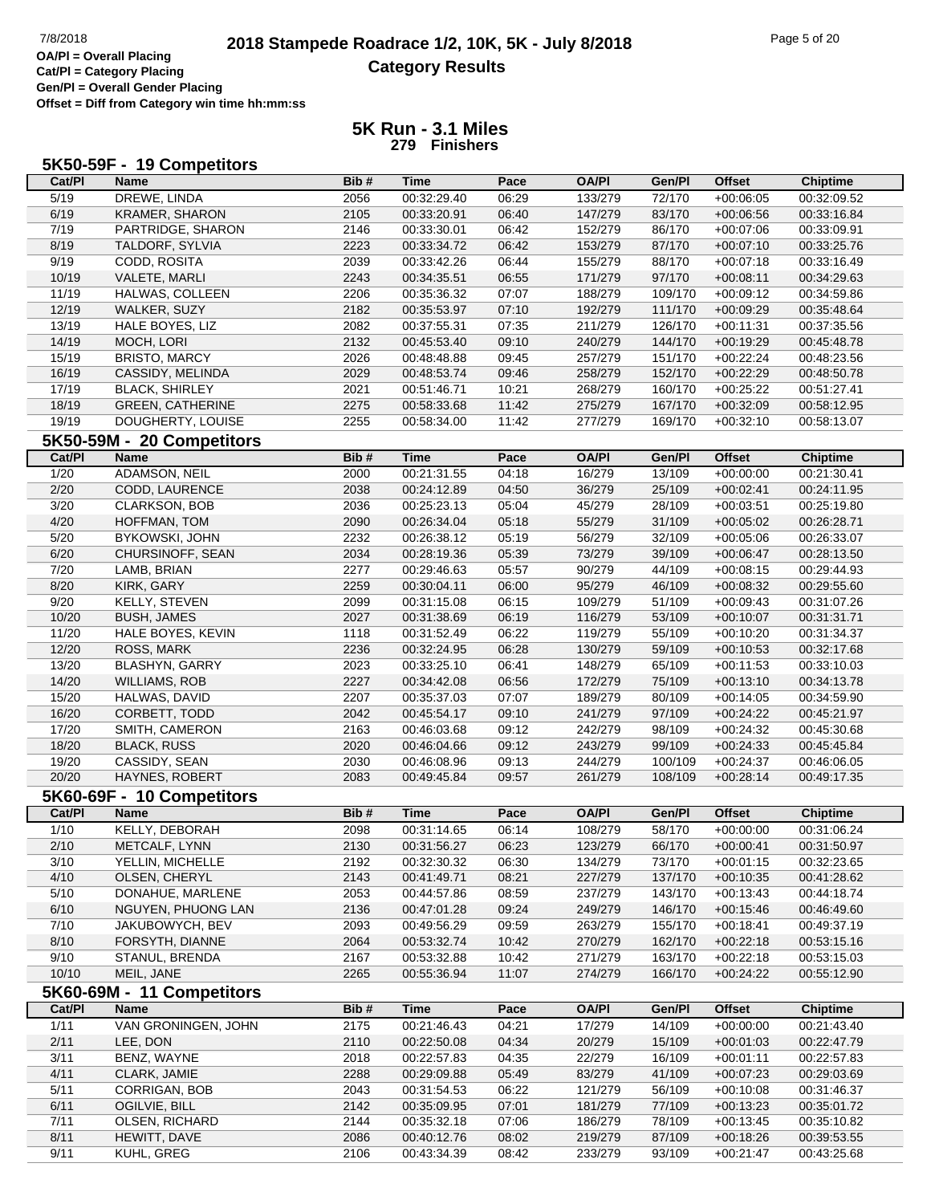OA/Pl = Overall Placing
Cat/Pl = Category Placing
Gen/Pl = Overall Gender Placing
Offset = Diff from Category win time hh:mm:ss

# 2018 Stampede Roadrace 1/2, 10K, 5K - July 8/2018
## Category Results

### 5K Run - 3.1 Miles
**279 Finishers**

### 5K50-59F - 19 Competitors

| Cat/Pl | Name | Bib # | Time | Pace | OA/Pl | Gen/Pl | Offset | Chiptime |
|---|---|---|---|---|---|---|---|---|
| 5/19 | DREWE, LINDA | 2056 | 00:32:29.40 | 06:29 | 133/279 | 72/170 | +00:06:05 | 00:32:09.52 |
| 6/19 | KRAMER, SHARON | 2105 | 00:33:20.91 | 06:40 | 147/279 | 83/170 | +00:06:56 | 00:33:16.84 |
| 7/19 | PARTRIDGE, SHARON | 2146 | 00:33:30.01 | 06:42 | 152/279 | 86/170 | +00:07:06 | 00:33:09.91 |
| 8/19 | TALDORF, SYLVIA | 2223 | 00:33:34.72 | 06:42 | 153/279 | 87/170 | +00:07:10 | 00:33:25.76 |
| 9/19 | CODD, ROSITA | 2039 | 00:33:42.26 | 06:44 | 155/279 | 88/170 | +00:07:18 | 00:33:16.49 |
| 10/19 | VALETE, MARLI | 2243 | 00:34:35.51 | 06:55 | 171/279 | 97/170 | +00:08:11 | 00:34:29.63 |
| 11/19 | HALWAS, COLLEEN | 2206 | 00:35:36.32 | 07:07 | 188/279 | 109/170 | +00:09:12 | 00:34:59.86 |
| 12/19 | WALKER, SUZY | 2182 | 00:35:53.97 | 07:10 | 192/279 | 111/170 | +00:09:29 | 00:35:48.64 |
| 13/19 | HALE BOYES, LIZ | 2082 | 00:37:55.31 | 07:35 | 211/279 | 126/170 | +00:11:31 | 00:37:35.56 |
| 14/19 | MOCH, LORI | 2132 | 00:45:53.40 | 09:10 | 240/279 | 144/170 | +00:19:29 | 00:45:48.78 |
| 15/19 | BRISTO, MARCY | 2026 | 00:48:48.88 | 09:45 | 257/279 | 151/170 | +00:22:24 | 00:48:23.56 |
| 16/19 | CASSIDY, MELINDA | 2029 | 00:48:53.74 | 09:46 | 258/279 | 152/170 | +00:22:29 | 00:48:50.78 |
| 17/19 | BLACK, SHIRLEY | 2021 | 00:51:46.71 | 10:21 | 268/279 | 160/170 | +00:25:22 | 00:51:27.41 |
| 18/19 | GREEN, CATHERINE | 2275 | 00:58:33.68 | 11:42 | 275/279 | 167/170 | +00:32:09 | 00:58:12.95 |
| 19/19 | DOUGHERTY, LOUISE | 2255 | 00:58:34.00 | 11:42 | 277/279 | 169/170 | +00:32:10 | 00:58:13.07 |

### 5K50-59M - 20 Competitors

| Cat/Pl | Name | Bib # | Time | Pace | OA/Pl | Gen/Pl | Offset | Chiptime |
|---|---|---|---|---|---|---|---|---|
| 1/20 | ADAMSON, NEIL | 2000 | 00:21:31.55 | 04:18 | 16/279 | 13/109 | +00:00:00 | 00:21:30.41 |
| 2/20 | CODD, LAURENCE | 2038 | 00:24:12.89 | 04:50 | 36/279 | 25/109 | +00:02:41 | 00:24:11.95 |
| 3/20 | CLARKSON, BOB | 2036 | 00:25:23.13 | 05:04 | 45/279 | 28/109 | +00:03:51 | 00:25:19.80 |
| 4/20 | HOFFMAN, TOM | 2090 | 00:26:34.04 | 05:18 | 55/279 | 31/109 | +00:05:02 | 00:26:28.71 |
| 5/20 | BYKOWSKI, JOHN | 2232 | 00:26:38.12 | 05:19 | 56/279 | 32/109 | +00:05:06 | 00:26:33.07 |
| 6/20 | CHURSINOFF, SEAN | 2034 | 00:28:19.36 | 05:39 | 73/279 | 39/109 | +00:06:47 | 00:28:13.50 |
| 7/20 | LAMB, BRIAN | 2277 | 00:29:46.63 | 05:57 | 90/279 | 44/109 | +00:08:15 | 00:29:44.93 |
| 8/20 | KIRK, GARY | 2259 | 00:30:04.11 | 06:00 | 95/279 | 46/109 | +00:08:32 | 00:29:55.60 |
| 9/20 | KELLY, STEVEN | 2099 | 00:31:15.08 | 06:15 | 109/279 | 51/109 | +00:09:43 | 00:31:07.26 |
| 10/20 | BUSH, JAMES | 2027 | 00:31:38.69 | 06:19 | 116/279 | 53/109 | +00:10:07 | 00:31:31.71 |
| 11/20 | HALE BOYES, KEVIN | 1118 | 00:31:52.49 | 06:22 | 119/279 | 55/109 | +00:10:20 | 00:31:34.37 |
| 12/20 | ROSS, MARK | 2236 | 00:32:24.95 | 06:28 | 130/279 | 59/109 | +00:10:53 | 00:32:17.68 |
| 13/20 | BLASHYN, GARRY | 2023 | 00:33:25.10 | 06:41 | 148/279 | 65/109 | +00:11:53 | 00:33:10.03 |
| 14/20 | WILLIAMS, ROB | 2227 | 00:34:42.08 | 06:56 | 172/279 | 75/109 | +00:13:10 | 00:34:13.78 |
| 15/20 | HALWAS, DAVID | 2207 | 00:35:37.03 | 07:07 | 189/279 | 80/109 | +00:14:05 | 00:34:59.90 |
| 16/20 | CORBETT, TODD | 2042 | 00:45:54.17 | 09:10 | 241/279 | 97/109 | +00:24:22 | 00:45:21.97 |
| 17/20 | SMITH, CAMERON | 2163 | 00:46:03.68 | 09:12 | 242/279 | 98/109 | +00:24:32 | 00:45:30.68 |
| 18/20 | BLACK, RUSS | 2020 | 00:46:04.66 | 09:12 | 243/279 | 99/109 | +00:24:33 | 00:45:45.84 |
| 19/20 | CASSIDY, SEAN | 2030 | 00:46:08.96 | 09:13 | 244/279 | 100/109 | +00:24:37 | 00:46:06.05 |
| 20/20 | HAYNES, ROBERT | 2083 | 00:49:45.84 | 09:57 | 261/279 | 108/109 | +00:28:14 | 00:49:17.35 |

### 5K60-69F - 10 Competitors

| Cat/Pl | Name | Bib # | Time | Pace | OA/Pl | Gen/Pl | Offset | Chiptime |
|---|---|---|---|---|---|---|---|---|
| 1/10 | KELLY, DEBORAH | 2098 | 00:31:14.65 | 06:14 | 108/279 | 58/170 | +00:00:00 | 00:31:06.24 |
| 2/10 | METCALF, LYNN | 2130 | 00:31:56.27 | 06:23 | 123/279 | 66/170 | +00:00:41 | 00:31:50.97 |
| 3/10 | YELLIN, MICHELLE | 2192 | 00:32:30.32 | 06:30 | 134/279 | 73/170 | +00:01:15 | 00:32:23.65 |
| 4/10 | OLSEN, CHERYL | 2143 | 00:41:49.71 | 08:21 | 227/279 | 137/170 | +00:10:35 | 00:41:28.62 |
| 5/10 | DONAHUE, MARLENE | 2053 | 00:44:57.86 | 08:59 | 237/279 | 143/170 | +00:13:43 | 00:44:18.74 |
| 6/10 | NGUYEN, PHUONG LAN | 2136 | 00:47:01.28 | 09:24 | 249/279 | 146/170 | +00:15:46 | 00:46:49.60 |
| 7/10 | JAKUBOWYCH, BEV | 2093 | 00:49:56.29 | 09:59 | 263/279 | 155/170 | +00:18:41 | 00:49:37.19 |
| 8/10 | FORSYTH, DIANNE | 2064 | 00:53:32.74 | 10:42 | 270/279 | 162/170 | +00:22:18 | 00:53:15.16 |
| 9/10 | STANUL, BRENDA | 2167 | 00:53:32.88 | 10:42 | 271/279 | 163/170 | +00:22:18 | 00:53:15.03 |
| 10/10 | MEIL, JANE | 2265 | 00:55:36.94 | 11:07 | 274/279 | 166/170 | +00:24:22 | 00:55:12.90 |

### 5K60-69M - 11 Competitors

| Cat/Pl | Name | Bib # | Time | Pace | OA/Pl | Gen/Pl | Offset | Chiptime |
|---|---|---|---|---|---|---|---|---|
| 1/11 | VAN GRONINGEN, JOHN | 2175 | 00:21:46.43 | 04:21 | 17/279 | 14/109 | +00:00:00 | 00:21:43.40 |
| 2/11 | LEE, DON | 2110 | 00:22:50.08 | 04:34 | 20/279 | 15/109 | +00:01:03 | 00:22:47.79 |
| 3/11 | BENZ, WAYNE | 2018 | 00:22:57.83 | 04:35 | 22/279 | 16/109 | +00:01:11 | 00:22:57.83 |
| 4/11 | CLARK, JAMIE | 2288 | 00:29:09.88 | 05:49 | 83/279 | 41/109 | +00:07:23 | 00:29:03.69 |
| 5/11 | CORRIGAN, BOB | 2043 | 00:31:54.53 | 06:22 | 121/279 | 56/109 | +00:10:08 | 00:31:46.37 |
| 6/11 | OGILVIE, BILL | 2142 | 00:35:09.95 | 07:01 | 181/279 | 77/109 | +00:13:23 | 00:35:01.72 |
| 7/11 | OLSEN, RICHARD | 2144 | 00:35:32.18 | 07:06 | 186/279 | 78/109 | +00:13:45 | 00:35:10.82 |
| 8/11 | HEWITT, DAVE | 2086 | 00:40:12.76 | 08:02 | 219/279 | 87/109 | +00:18:26 | 00:39:53.55 |
| 9/11 | KUHL, GREG | 2106 | 00:43:34.39 | 08:42 | 233/279 | 93/109 | +00:21:47 | 00:43:25.68 |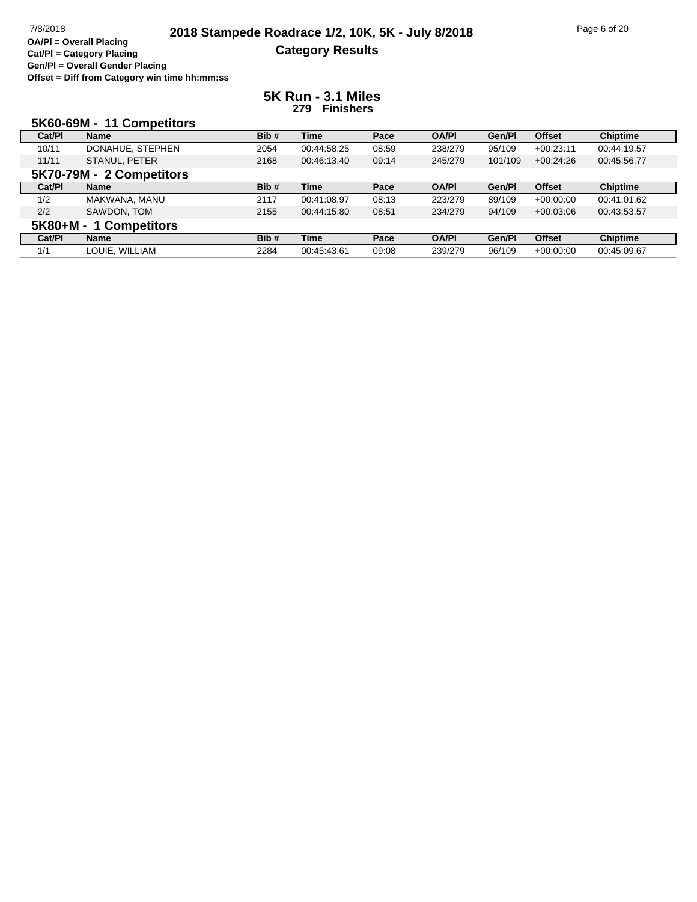## 5K Run - 3.1 Miles

**279 Finishers**

### 5K60-69M - 11 Competitors

| Cat/Pl | Name | Bib # | Time | Pace | OA/Pl | Gen/Pl | Offset | Chiptime |
|---|---|---|---|---|---|---|---|---|
| 10/11 | DONAHUE, STEPHEN | 2054 | 00:44:58.25 | 08:59 | 238/279 | 95/109 | +00:23:11 | 00:44:19.57 |
| 11/11 | STANUL, PETER | 2168 | 00:46:13.40 | 09:14 | 245/279 | 101/109 | +00:24:26 | 00:45:56.77 |

### 5K70-79M - 2 Competitors

| Cat/Pl | Name | Bib # | Time | Pace | OA/Pl | Gen/Pl | Offset | Chiptime |
|---|---|---|---|---|---|---|---|---|
| 1/2 | MAKWANA, MANU | 2117 | 00:41:08.97 | 08:13 | 223/279 | 89/109 | +00:00:00 | 00:41:01.62 |
| 2/2 | SAWDON, TOM | 2155 | 00:44:15.80 | 08:51 | 234/279 | 94/109 | +00:03:06 | 00:43:53.57 |

### 5K80+M - 1 Competitors

| Cat/Pl | Name | Bib # | Time | Pace | OA/Pl | Gen/Pl | Offset | Chiptime |
|---|---|---|---|---|---|---|---|---|
| 1/1 | LOUIE, WILLIAM | 2284 | 00:45:43.61 | 09:08 | 239/279 | 96/109 | +00:00:00 | 00:45:09.67 |